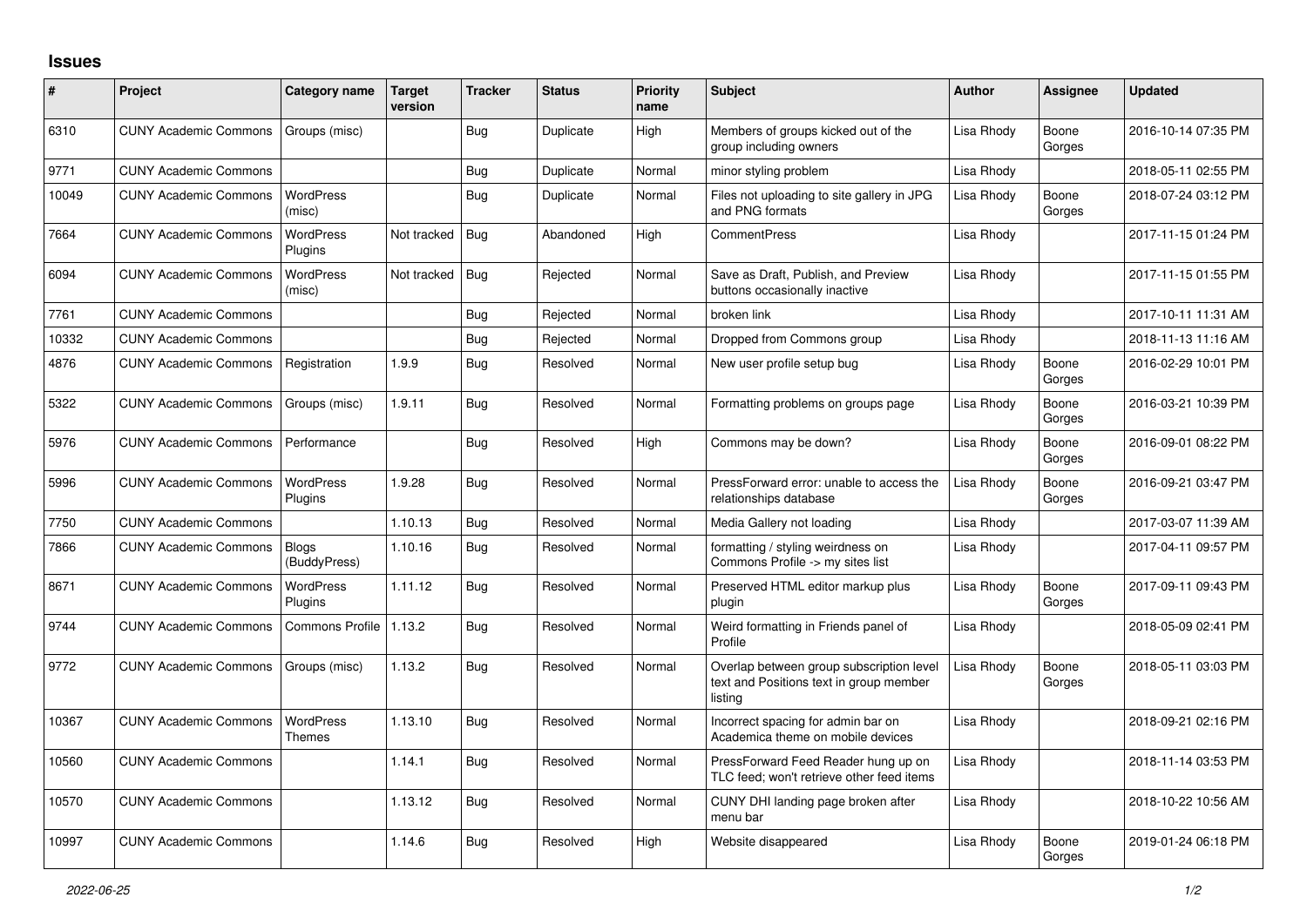## Issues

| # | Project | Category name | Target version | Tracker | Status | Priority name | Subject | Author | Assignee | Updated |
|---|---|---|---|---|---|---|---|---|---|---|
| 6310 | CUNY Academic Commons | Groups (misc) | | Bug | Duplicate | High | Members of groups kicked out of the group including owners | Lisa Rhody | Boone Gorges | 2016-10-14 07:35 PM |
| 9771 | CUNY Academic Commons | | | Bug | Duplicate | Normal | minor styling problem | Lisa Rhody | | 2018-05-11 02:55 PM |
| 10049 | CUNY Academic Commons | WordPress (misc) | | Bug | Duplicate | Normal | Files not uploading to site gallery in JPG and PNG formats | Lisa Rhody | Boone Gorges | 2018-07-24 03:12 PM |
| 7664 | CUNY Academic Commons | WordPress Plugins | Not tracked | Bug | Abandoned | High | CommentPress | Lisa Rhody | | 2017-11-15 01:24 PM |
| 6094 | CUNY Academic Commons | WordPress (misc) | Not tracked | Bug | Rejected | Normal | Save as Draft, Publish, and Preview buttons occasionally inactive | Lisa Rhody | | 2017-11-15 01:55 PM |
| 7761 | CUNY Academic Commons | | | Bug | Rejected | Normal | broken link | Lisa Rhody | | 2017-10-11 11:31 AM |
| 10332 | CUNY Academic Commons | | | Bug | Rejected | Normal | Dropped from Commons group | Lisa Rhody | | 2018-11-13 11:16 AM |
| 4876 | CUNY Academic Commons | Registration | 1.9.9 | Bug | Resolved | Normal | New user profile setup bug | Lisa Rhody | Boone Gorges | 2016-02-29 10:01 PM |
| 5322 | CUNY Academic Commons | Groups (misc) | 1.9.11 | Bug | Resolved | Normal | Formatting problems on groups page | Lisa Rhody | Boone Gorges | 2016-03-21 10:39 PM |
| 5976 | CUNY Academic Commons | Performance | | Bug | Resolved | High | Commons may be down? | Lisa Rhody | Boone Gorges | 2016-09-01 08:22 PM |
| 5996 | CUNY Academic Commons | WordPress Plugins | 1.9.28 | Bug | Resolved | Normal | PressForward error: unable to access the relationships database | Lisa Rhody | Boone Gorges | 2016-09-21 03:47 PM |
| 7750 | CUNY Academic Commons | | 1.10.13 | Bug | Resolved | Normal | Media Gallery not loading | Lisa Rhody | | 2017-03-07 11:39 AM |
| 7866 | CUNY Academic Commons | Blogs (BuddyPress) | 1.10.16 | Bug | Resolved | Normal | formatting / styling weirdness on Commons Profile -> my sites list | Lisa Rhody | | 2017-04-11 09:57 PM |
| 8671 | CUNY Academic Commons | WordPress Plugins | 1.11.12 | Bug | Resolved | Normal | Preserved HTML editor markup plus plugin | Lisa Rhody | Boone Gorges | 2017-09-11 09:43 PM |
| 9744 | CUNY Academic Commons | Commons Profile | 1.13.2 | Bug | Resolved | Normal | Weird formatting in Friends panel of Profile | Lisa Rhody | | 2018-05-09 02:41 PM |
| 9772 | CUNY Academic Commons | Groups (misc) | 1.13.2 | Bug | Resolved | Normal | Overlap between group subscription level text and Positions text in group member listing | Lisa Rhody | Boone Gorges | 2018-05-11 03:03 PM |
| 10367 | CUNY Academic Commons | WordPress Themes | 1.13.10 | Bug | Resolved | Normal | Incorrect spacing for admin bar on Academica theme on mobile devices | Lisa Rhody | | 2018-09-21 02:16 PM |
| 10560 | CUNY Academic Commons | | 1.14.1 | Bug | Resolved | Normal | PressForward Feed Reader hung up on TLC feed; won't retrieve other feed items | Lisa Rhody | | 2018-11-14 03:53 PM |
| 10570 | CUNY Academic Commons | | 1.13.12 | Bug | Resolved | Normal | CUNY DHI landing page broken after menu bar | Lisa Rhody | | 2018-10-22 10:56 AM |
| 10997 | CUNY Academic Commons | | 1.14.6 | Bug | Resolved | High | Website disappeared | Lisa Rhody | Boone Gorges | 2019-01-24 06:18 PM |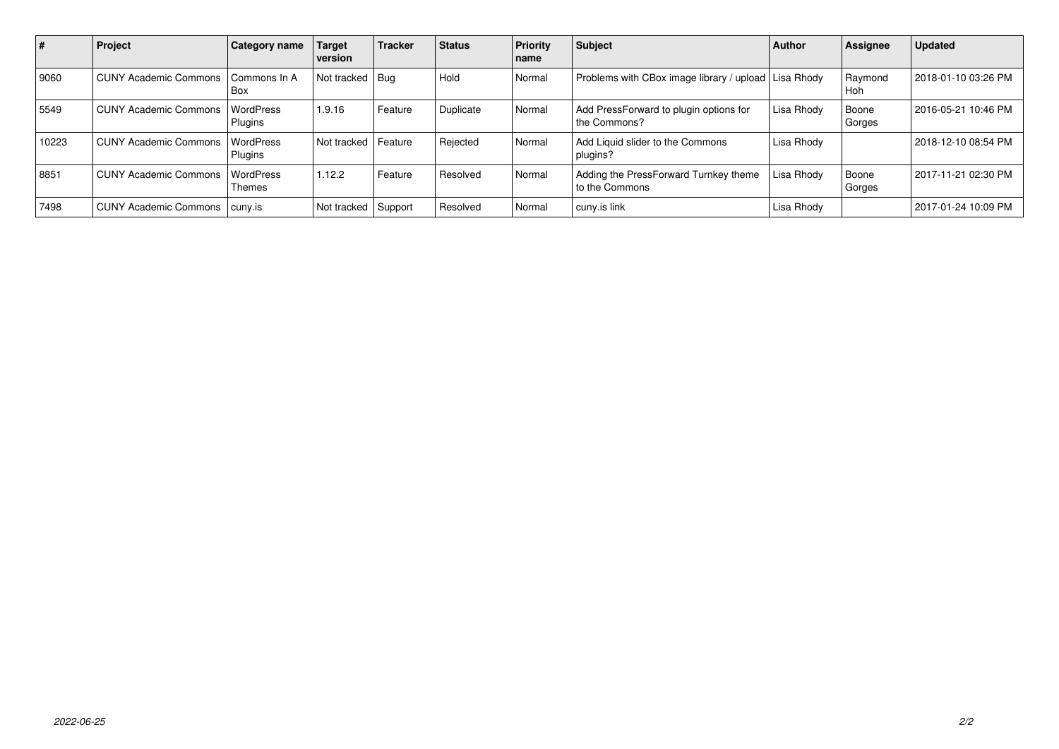| # | Project | Category name | Target version | Tracker | Status | Priority name | Subject | Author | Assignee | Updated |
|---|---|---|---|---|---|---|---|---|---|---|
| 9060 | CUNY Academic Commons | Commons In A Box | Not tracked | Bug | Hold | Normal | Problems with CBox image library / upload | Lisa Rhody | Raymond Hoh | 2018-01-10 03:26 PM |
| 5549 | CUNY Academic Commons | WordPress Plugins | 1.9.16 | Feature | Duplicate | Normal | Add PressForward to plugin options for the Commons? | Lisa Rhody | Boone Gorges | 2016-05-21 10:46 PM |
| 10223 | CUNY Academic Commons | WordPress Plugins | Not tracked | Feature | Rejected | Normal | Add Liquid slider to the Commons plugins? | Lisa Rhody | | 2018-12-10 08:54 PM |
| 8851 | CUNY Academic Commons | WordPress Themes | 1.12.2 | Feature | Resolved | Normal | Adding the PressForward Turnkey theme to the Commons | Lisa Rhody | Boone Gorges | 2017-11-21 02:30 PM |
| 7498 | CUNY Academic Commons | cuny.is | Not tracked | Support | Resolved | Normal | cuny.is link | Lisa Rhody | | 2017-01-24 10:09 PM |